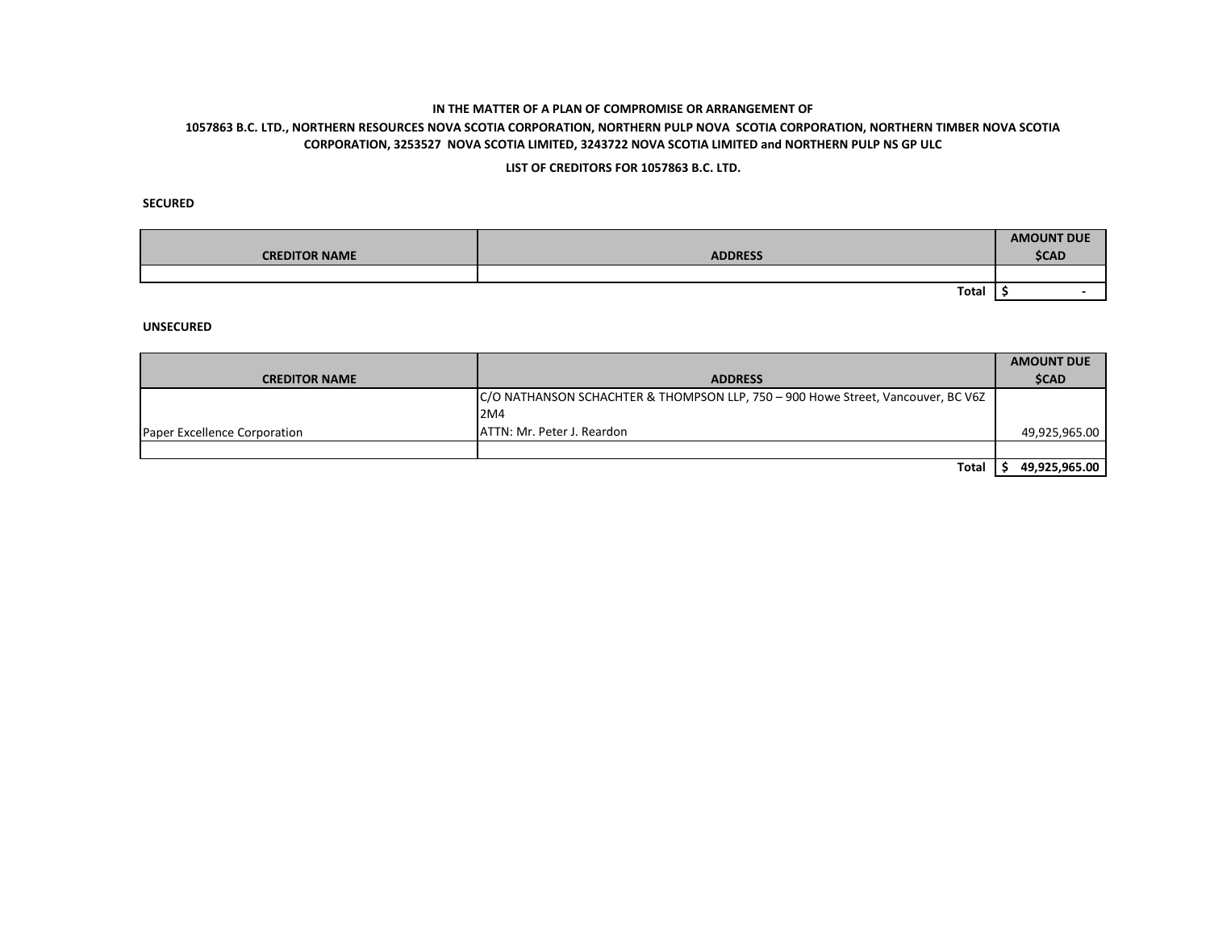**IN THE MATTER OF A PLAN OF COMPROMISE OR ARRANGEMENT OF**

**1057863 B.C. LTD., NORTHERN RESOURCES NOVA SCOTIA CORPORATION, NORTHERN PULP NOVA SCOTIA CORPORATION, NORTHERN TIMBER NOVA SCOTIA CORPORATION, 3253527 NOVA SCOTIA LIMITED, 3243722 NOVA SCOTIA LIMITED and NORTHERN PULP NS GP ULC**

**LIST OF CREDITORS FOR 1057863 B.C. LTD.**

**SECURED**

| CREDITOR NAME | ADDRESS | AMOUNT DUE $CAD |
|---|---|---|
| | | |
| | **Total** | **$ -** |

**UNSECURED**

| CREDITOR NAME | ADDRESS | AMOUNT DUE $CAD |
|---|---|---|
| Paper Excellence Corporation | C/O NATHANSON SCHACHTER & THOMPSON LLP, 750 – 900 Howe Street, Vancouver, BC V6Z 2M4 ATTN: Mr. Peter J. Reardon | 49,925,965.00 |
| | | |
| | **Total** | **$ 49,925,965.00** |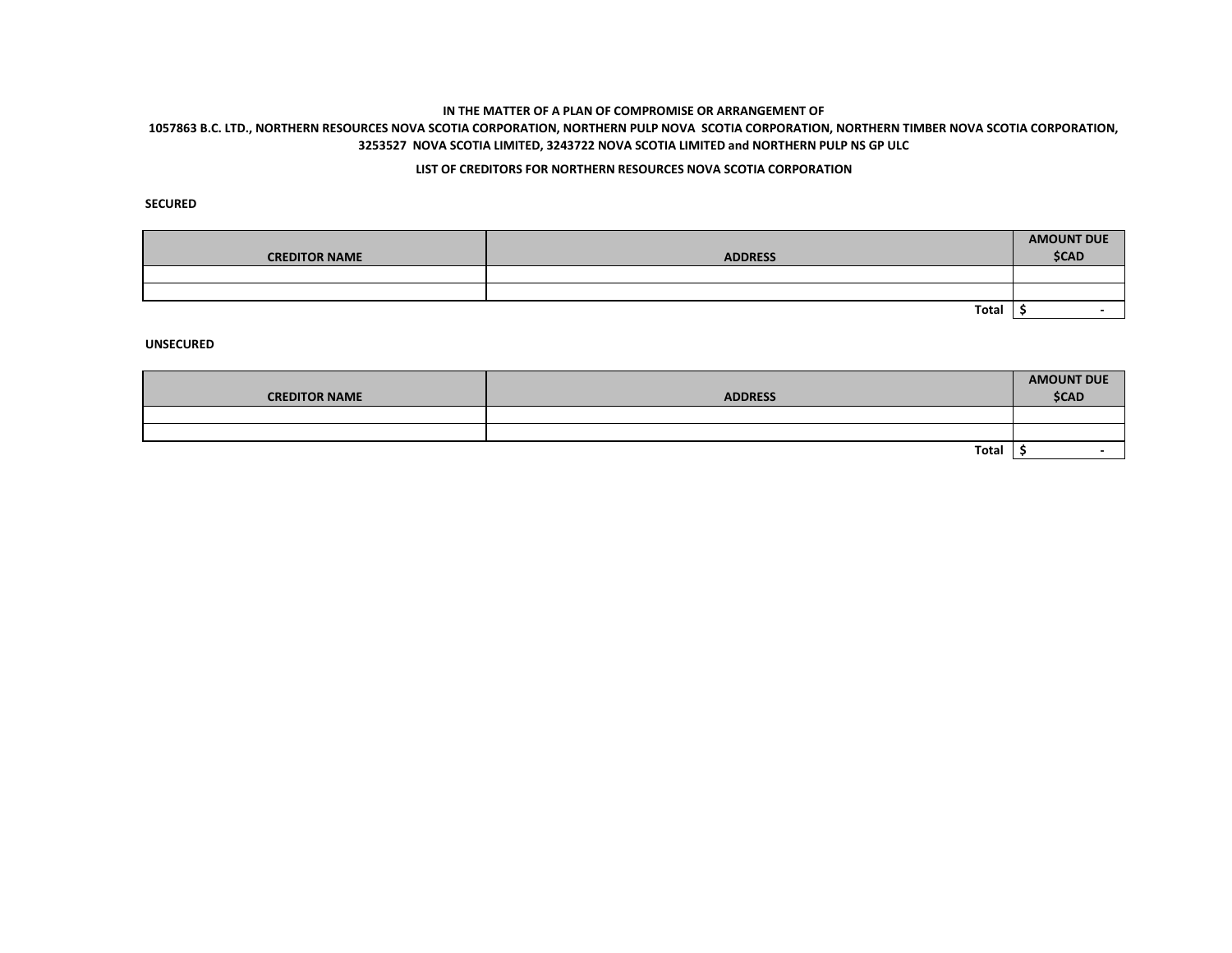**IN THE MATTER OF A PLAN OF COMPROMISE OR ARRANGEMENT OF**

**1057863 B.C. LTD., NORTHERN RESOURCES NOVA SCOTIA CORPORATION, NORTHERN PULP NOVA SCOTIA CORPORATION, NORTHERN TIMBER NOVA SCOTIA CORPORATION, 3253527 NOVA SCOTIA LIMITED, 3243722 NOVA SCOTIA LIMITED and NORTHERN PULP NS GP ULC**

**LIST OF CREDITORS FOR NORTHERN RESOURCES NOVA SCOTIA CORPORATION**

**SECURED**

| CREDITOR NAME | ADDRESS | AMOUNT DUE $CAD |
|---|---|---|
| | | |
| | | |
| | **Total** | $ - |

**UNSECURED**

| CREDITOR NAME | ADDRESS | AMOUNT DUE $CAD |
|---|---|---|
| | | |
| | | |
| | **Total** | $ - |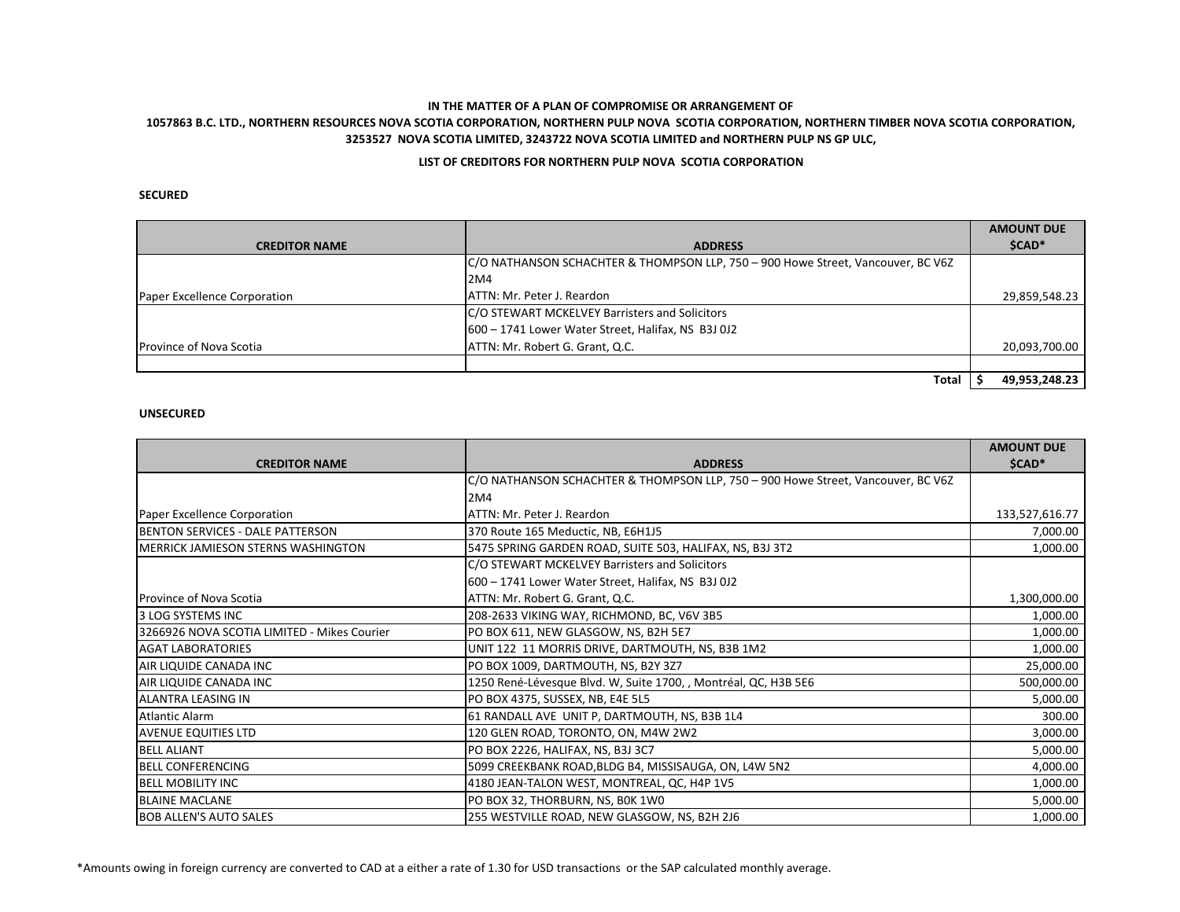**IN THE MATTER OF A PLAN OF COMPROMISE OR ARRANGEMENT OF**

**1057863 B.C. LTD., NORTHERN RESOURCES NOVA SCOTIA CORPORATION, NORTHERN PULP NOVA SCOTIA CORPORATION, NORTHERN TIMBER NOVA SCOTIA CORPORATION, 3253527 NOVA SCOTIA LIMITED, 3243722 NOVA SCOTIA LIMITED and NORTHERN PULP NS GP ULC,**

**LIST OF CREDITORS FOR NORTHERN PULP NOVA SCOTIA CORPORATION**

**SECURED**

| CREDITOR NAME | ADDRESS | AMOUNT DUE $CAD* |
|---|---|---|
| Paper Excellence Corporation | C/O NATHANSON SCHACHTER & THOMPSON LLP, 750 – 900 Howe Street, Vancouver, BC V6Z 2M4 ATTN: Mr. Peter J. Reardon | 29,859,548.23 |
| Province of Nova Scotia | C/O STEWART MCKELVEY Barristers and Solicitors 600 – 1741 Lower Water Street, Halifax, NS B3J 0J2 ATTN: Mr. Robert G. Grant, Q.C. | 20,093,700.00 |
| | | |
| | **Total** | **$ 49,953,248.23** |

**UNSECURED**

| CREDITOR NAME | ADDRESS | AMOUNT DUE $CAD* |
|---|---|---|
| Paper Excellence Corporation | C/O NATHANSON SCHACHTER & THOMPSON LLP, 750 – 900 Howe Street, Vancouver, BC V6Z 2M4 ATTN: Mr. Peter J. Reardon | 133,527,616.77 |
| BENTON SERVICES - DALE PATTERSON | 370 Route 165 Meductic, NB, E6H1J5 | 7,000.00 |
| MERRICK JAMIESON STERNS WASHINGTON | 5475 SPRING GARDEN ROAD, SUITE 503, HALIFAX, NS, B3J 3T2 | 1,000.00 |
| Province of Nova Scotia | C/O STEWART MCKELVEY Barristers and Solicitors 600 – 1741 Lower Water Street, Halifax, NS B3J 0J2 ATTN: Mr. Robert G. Grant, Q.C. | 1,300,000.00 |
| 3 LOG SYSTEMS INC | 208-2633 VIKING WAY, RICHMOND, BC, V6V 3B5 | 1,000.00 |
| 3266926 NOVA SCOTIA LIMITED - Mikes Courier | PO BOX 611, NEW GLASGOW, NS, B2H 5E7 | 1,000.00 |
| AGAT LABORATORIES | UNIT 122 11 MORRIS DRIVE, DARTMOUTH, NS, B3B 1M2 | 1,000.00 |
| AIR LIQUIDE CANADA INC | PO BOX 1009, DARTMOUTH, NS, B2Y 3Z7 | 25,000.00 |
| AIR LIQUIDE CANADA INC | 1250 René-Lévesque Blvd. W, Suite 1700, , Montréal, QC, H3B 5E6 | 500,000.00 |
| ALANTRA LEASING IN | PO BOX 4375, SUSSEX, NB, E4E 5L5 | 5,000.00 |
| Atlantic Alarm | 61 RANDALL AVE UNIT P, DARTMOUTH, NS, B3B 1L4 | 300.00 |
| AVENUE EQUITIES LTD | 120 GLEN ROAD, TORONTO, ON, M4W 2W2 | 3,000.00 |
| BELL ALIANT | PO BOX 2226, HALIFAX, NS, B3J 3C7 | 5,000.00 |
| BELL CONFERENCING | 5099 CREEKBANK ROAD,BLDG B4, MISSISAUGA, ON, L4W 5N2 | 4,000.00 |
| BELL MOBILITY INC | 4180 JEAN-TALON WEST, MONTREAL, QC, H4P 1V5 | 1,000.00 |
| BLAINE MACLANE | PO BOX 32, THORBURN, NS, B0K 1W0 | 5,000.00 |
| BOB ALLEN'S AUTO SALES | 255 WESTVILLE ROAD, NEW GLASGOW, NS, B2H 2J6 | 1,000.00 |

*Amounts owing in foreign currency are converted to CAD at a either a rate of 1.30 for USD transactions or the SAP calculated monthly average.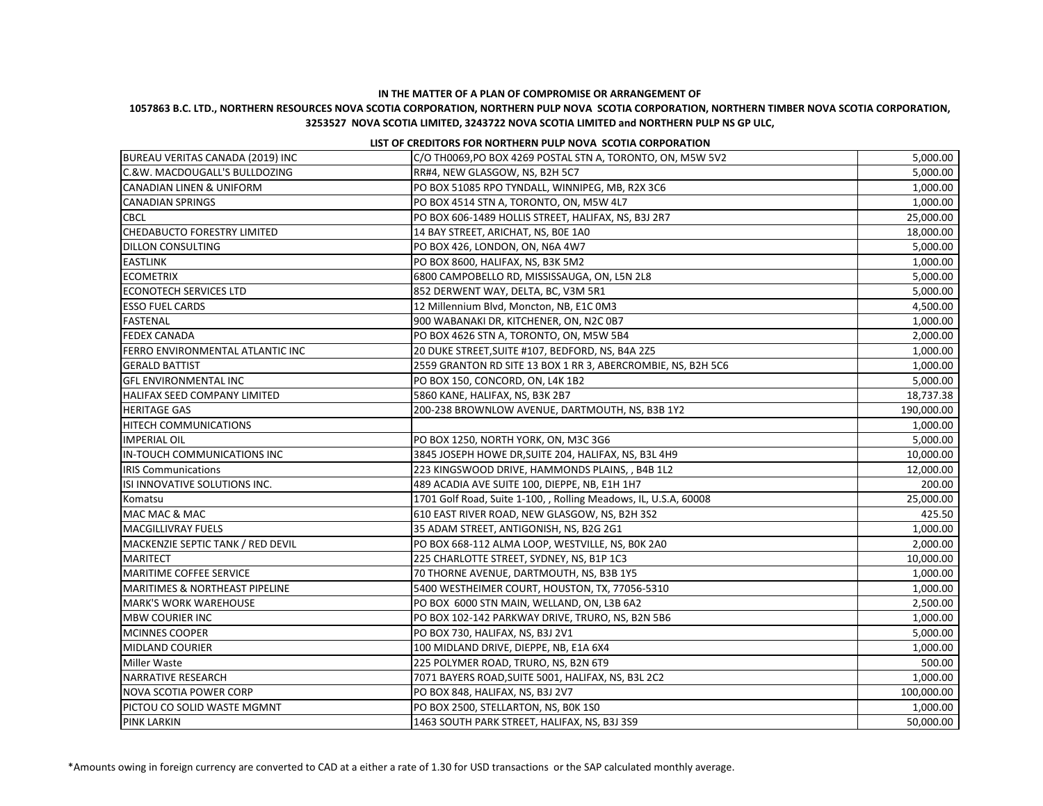**IN THE MATTER OF A PLAN OF COMPROMISE OR ARRANGEMENT OF**

**1057863 B.C. LTD., NORTHERN RESOURCES NOVA SCOTIA CORPORATION, NORTHERN PULP NOVA SCOTIA CORPORATION, NORTHERN TIMBER NOVA SCOTIA CORPORATION, 3253527 NOVA SCOTIA LIMITED, 3243722 NOVA SCOTIA LIMITED and NORTHERN PULP NS GP ULC,**

**LIST OF CREDITORS FOR NORTHERN PULP NOVA SCOTIA CORPORATION**

| | | |
|---|---|---|
| BUREAU VERITAS CANADA (2019) INC | C/O TH0069,PO BOX 4269 POSTAL STN A, TORONTO, ON, M5W 5V2 | 5,000.00 |
| C.&W. MACDOUGALL'S BULLDOZING | RR#4, NEW GLASGOW, NS, B2H 5C7 | 5,000.00 |
| CANADIAN LINEN & UNIFORM | PO BOX 51085 RPO TYNDALL, WINNIPEG, MB, R2X 3C6 | 1,000.00 |
| CANADIAN SPRINGS | PO BOX 4514 STN A, TORONTO, ON, M5W 4L7 | 1,000.00 |
| CBCL | PO BOX 606-1489 HOLLIS STREET, HALIFAX, NS, B3J 2R7 | 25,000.00 |
| CHEDABUCTO FORESTRY LIMITED | 14 BAY STREET, ARICHAT, NS, B0E 1A0 | 18,000.00 |
| DILLON CONSULTING | PO BOX 426, LONDON, ON, N6A 4W7 | 5,000.00 |
| EASTLINK | PO BOX 8600, HALIFAX, NS, B3K 5M2 | 1,000.00 |
| ECOMETRIX | 6800 CAMPOBELLO RD, MISSISSAUGA, ON, L5N 2L8 | 5,000.00 |
| ECONOTECH SERVICES LTD | 852 DERWENT WAY, DELTA, BC, V3M 5R1 | 5,000.00 |
| ESSO FUEL CARDS | 12 Millennium Blvd, Moncton, NB, E1C 0M3 | 4,500.00 |
| FASTENAL | 900 WABANAKI DR, KITCHENER, ON, N2C 0B7 | 1,000.00 |
| FEDEX CANADA | PO BOX 4626 STN A, TORONTO, ON, M5W 5B4 | 2,000.00 |
| FERRO ENVIRONMENTAL ATLANTIC INC | 20 DUKE STREET,SUITE #107, BEDFORD, NS, B4A 2Z5 | 1,000.00 |
| GERALD BATTIST | 2559 GRANTON RD SITE 13 BOX 1 RR 3, ABERCROMBIE, NS, B2H 5C6 | 1,000.00 |
| GFL ENVIRONMENTAL INC | PO BOX 150, CONCORD, ON, L4K 1B2 | 5,000.00 |
| HALIFAX SEED COMPANY LIMITED | 5860 KANE, HALIFAX, NS, B3K 2B7 | 18,737.38 |
| HERITAGE GAS | 200-238 BROWNLOW AVENUE, DARTMOUTH, NS, B3B 1Y2 | 190,000.00 |
| HITECH COMMUNICATIONS | | 1,000.00 |
| IMPERIAL OIL | PO BOX 1250, NORTH YORK, ON, M3C 3G6 | 5,000.00 |
| IN-TOUCH COMMUNICATIONS INC | 3845 JOSEPH HOWE DR,SUITE 204, HALIFAX, NS, B3L 4H9 | 10,000.00 |
| IRIS Communications | 223 KINGSWOOD DRIVE, HAMMONDS PLAINS, , B4B 1L2 | 12,000.00 |
| ISI INNOVATIVE SOLUTIONS INC. | 489 ACADIA AVE SUITE 100, DIEPPE, NB, E1H 1H7 | 200.00 |
| Komatsu | 1701 Golf Road, Suite 1-100, , Rolling Meadows, IL, U.S.A, 60008 | 25,000.00 |
| MAC MAC & MAC | 610 EAST RIVER ROAD, NEW GLASGOW, NS, B2H 3S2 | 425.50 |
| MACGILLIVRAY FUELS | 35 ADAM STREET, ANTIGONISH, NS, B2G 2G1 | 1,000.00 |
| MACKENZIE SEPTIC TANK / RED DEVIL | PO BOX 668-112 ALMA LOOP, WESTVILLE, NS, B0K 2A0 | 2,000.00 |
| MARITECT | 225 CHARLOTTE STREET, SYDNEY, NS, B1P 1C3 | 10,000.00 |
| MARITIME COFFEE SERVICE | 70 THORNE AVENUE, DARTMOUTH, NS, B3B 1Y5 | 1,000.00 |
| MARITIMES & NORTHEAST PIPELINE | 5400 WESTHEIMER COURT, HOUSTON, TX, 77056-5310 | 1,000.00 |
| MARK'S WORK WAREHOUSE | PO BOX 6000 STN MAIN, WELLAND, ON, L3B 6A2 | 2,500.00 |
| MBW COURIER INC | PO BOX 102-142 PARKWAY DRIVE, TRURO, NS, B2N 5B6 | 1,000.00 |
| MCINNES COOPER | PO BOX 730, HALIFAX, NS, B3J 2V1 | 5,000.00 |
| MIDLAND COURIER | 100 MIDLAND DRIVE, DIEPPE, NB, E1A 6X4 | 1,000.00 |
| Miller Waste | 225 POLYMER ROAD, TRURO, NS, B2N 6T9 | 500.00 |
| NARRATIVE RESEARCH | 7071 BAYERS ROAD,SUITE 5001, HALIFAX, NS, B3L 2C2 | 1,000.00 |
| NOVA SCOTIA POWER CORP | PO BOX 848, HALIFAX, NS, B3J 2V7 | 100,000.00 |
| PICTOU CO SOLID WASTE MGMNT | PO BOX 2500, STELLARTON, NS, B0K 1S0 | 1,000.00 |
| PINK LARKIN | 1463 SOUTH PARK STREET, HALIFAX, NS, B3J 3S9 | 50,000.00 |

*Amounts owing in foreign currency are converted to CAD at a either a rate of 1.30 for USD transactions or the SAP calculated monthly average.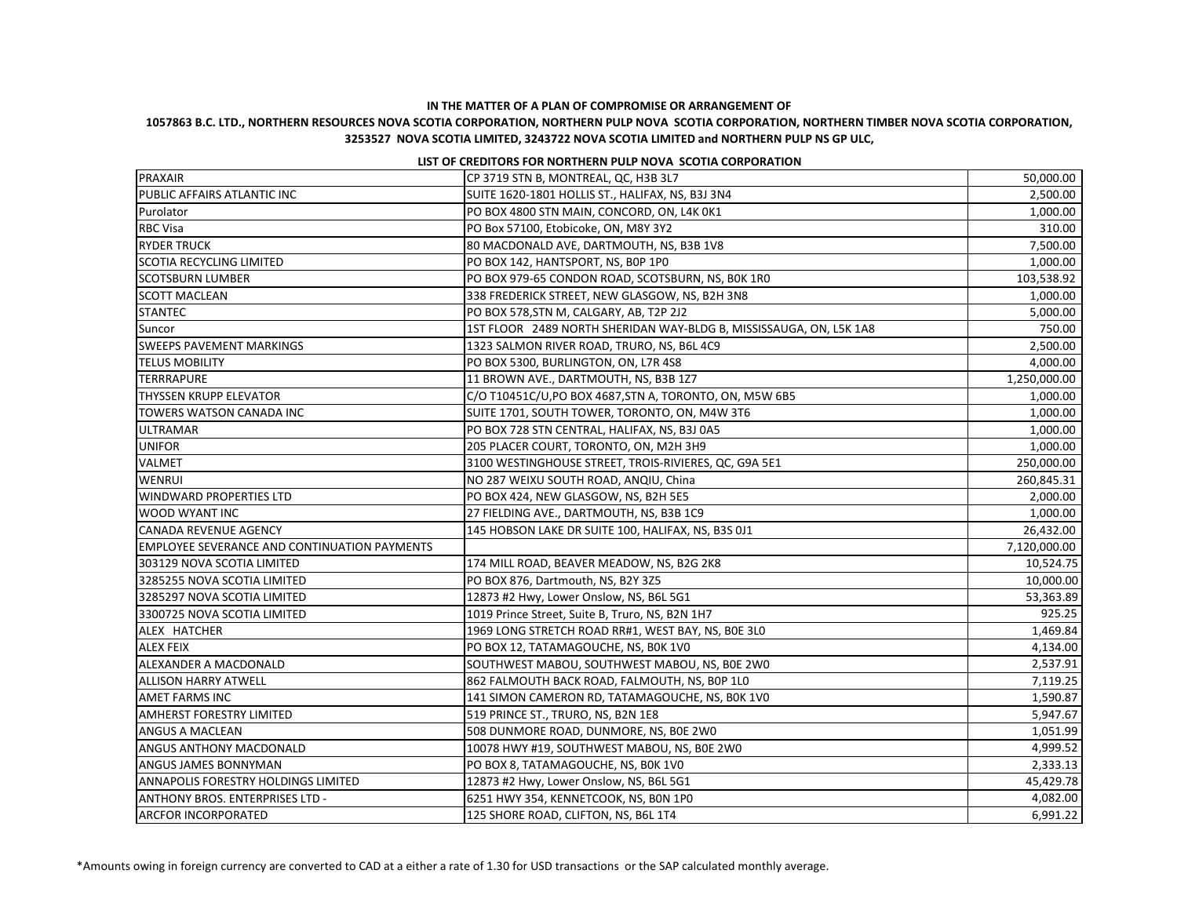**IN THE MATTER OF A PLAN OF COMPROMISE OR ARRANGEMENT OF**

**1057863 B.C. LTD., NORTHERN RESOURCES NOVA SCOTIA CORPORATION, NORTHERN PULP NOVA SCOTIA CORPORATION, NORTHERN TIMBER NOVA SCOTIA CORPORATION, 3253527 NOVA SCOTIA LIMITED, 3243722 NOVA SCOTIA LIMITED and NORTHERN PULP NS GP ULC,**

**LIST OF CREDITORS FOR NORTHERN PULP NOVA SCOTIA CORPORATION**

| | | |
|---|---|---|
| PRAXAIR | CP 3719 STN B, MONTREAL, QC, H3B 3L7 | 50,000.00 |
| PUBLIC AFFAIRS ATLANTIC INC | SUITE 1620-1801 HOLLIS ST., HALIFAX, NS, B3J 3N4 | 2,500.00 |
| Purolator | PO BOX 4800 STN MAIN, CONCORD, ON, L4K 0K1 | 1,000.00 |
| RBC Visa | PO Box 57100, Etobicoke, ON, M8Y 3Y2 | 310.00 |
| RYDER TRUCK | 80 MACDONALD AVE, DARTMOUTH, NS, B3B 1V8 | 7,500.00 |
| SCOTIA RECYCLING LIMITED | PO BOX 142, HANTSPORT, NS, B0P 1P0 | 1,000.00 |
| SCOTSBURN LUMBER | PO BOX 979-65 CONDON ROAD, SCOTSBURN, NS, B0K 1R0 | 103,538.92 |
| SCOTT MACLEAN | 338 FREDERICK STREET, NEW GLASGOW, NS, B2H 3N8 | 1,000.00 |
| STANTEC | PO BOX 578,STN M, CALGARY, AB, T2P 2J2 | 5,000.00 |
| Suncor | 1ST FLOOR 2489 NORTH SHERIDAN WAY-BLDG B, MISSISSAUGA, ON, L5K 1A8 | 750.00 |
| SWEEPS PAVEMENT MARKINGS | 1323 SALMON RIVER ROAD, TRURO, NS, B6L 4C9 | 2,500.00 |
| TELUS MOBILITY | PO BOX 5300, BURLINGTON, ON, L7R 4S8 | 4,000.00 |
| TERRRAPURE | 11 BROWN AVE., DARTMOUTH, NS, B3B 1Z7 | 1,250,000.00 |
| THYSSEN KRUPP ELEVATOR | C/O T10451C/U,PO BOX 4687,STN A, TORONTO, ON, M5W 6B5 | 1,000.00 |
| TOWERS WATSON CANADA INC | SUITE 1701, SOUTH TOWER, TORONTO, ON, M4W 3T6 | 1,000.00 |
| ULTRAMAR | PO BOX 728 STN CENTRAL, HALIFAX, NS, B3J 0A5 | 1,000.00 |
| UNIFOR | 205 PLACER COURT, TORONTO, ON, M2H 3H9 | 1,000.00 |
| VALMET | 3100 WESTINGHOUSE STREET, TROIS-RIVIERES, QC, G9A 5E1 | 250,000.00 |
| WENRUI | NO 287 WEIXU SOUTH ROAD, ANQIU, China | 260,845.31 |
| WINDWARD PROPERTIES LTD | PO BOX 424, NEW GLASGOW, NS, B2H 5E5 | 2,000.00 |
| WOOD WYANT INC | 27 FIELDING AVE., DARTMOUTH, NS, B3B 1C9 | 1,000.00 |
| CANADA REVENUE AGENCY | 145 HOBSON LAKE DR SUITE 100, HALIFAX, NS, B3S 0J1 | 26,432.00 |
| EMPLOYEE SEVERANCE AND CONTINUATION PAYMENTS | | 7,120,000.00 |
| 303129 NOVA SCOTIA LIMITED | 174 MILL ROAD, BEAVER MEADOW, NS, B2G 2K8 | 10,524.75 |
| 3285255 NOVA SCOTIA LIMITED | PO BOX 876, Dartmouth, NS, B2Y 3Z5 | 10,000.00 |
| 3285297 NOVA SCOTIA LIMITED | 12873 #2 Hwy, Lower Onslow, NS, B6L 5G1 | 53,363.89 |
| 3300725 NOVA SCOTIA LIMITED | 1019 Prince Street, Suite B, Truro, NS, B2N 1H7 | 925.25 |
| ALEX HATCHER | 1969 LONG STRETCH ROAD RR#1, WEST BAY, NS, B0E 3L0 | 1,469.84 |
| ALEX FEIX | PO BOX 12, TATAMAGOUCHE, NS, B0K 1V0 | 4,134.00 |
| ALEXANDER A MACDONALD | SOUTHWEST MABOU, SOUTHWEST MABOU, NS, B0E 2W0 | 2,537.91 |
| ALLISON HARRY ATWELL | 862 FALMOUTH BACK ROAD, FALMOUTH, NS, B0P 1L0 | 7,119.25 |
| AMET FARMS INC | 141 SIMON CAMERON RD, TATAMAGOUCHE, NS, B0K 1V0 | 1,590.87 |
| AMHERST FORESTRY LIMITED | 519 PRINCE ST., TRURO, NS, B2N 1E8 | 5,947.67 |
| ANGUS A MACLEAN | 508 DUNMORE ROAD, DUNMORE, NS, B0E 2W0 | 1,051.99 |
| ANGUS ANTHONY MACDONALD | 10078 HWY #19, SOUTHWEST MABOU, NS, B0E 2W0 | 4,999.52 |
| ANGUS JAMES BONNYMAN | PO BOX 8, TATAMAGOUCHE, NS, B0K 1V0 | 2,333.13 |
| ANNAPOLIS FORESTRY HOLDINGS LIMITED | 12873 #2 Hwy, Lower Onslow, NS, B6L 5G1 | 45,429.78 |
| ANTHONY BROS. ENTERPRISES LTD - | 6251 HWY 354, KENNETCOOK, NS, B0N 1P0 | 4,082.00 |
| ARCFOR INCORPORATED | 125 SHORE ROAD, CLIFTON, NS, B6L 1T4 | 6,991.22 |

*Amounts owing in foreign currency are converted to CAD at a either a rate of 1.30 for USD transactions or the SAP calculated monthly average.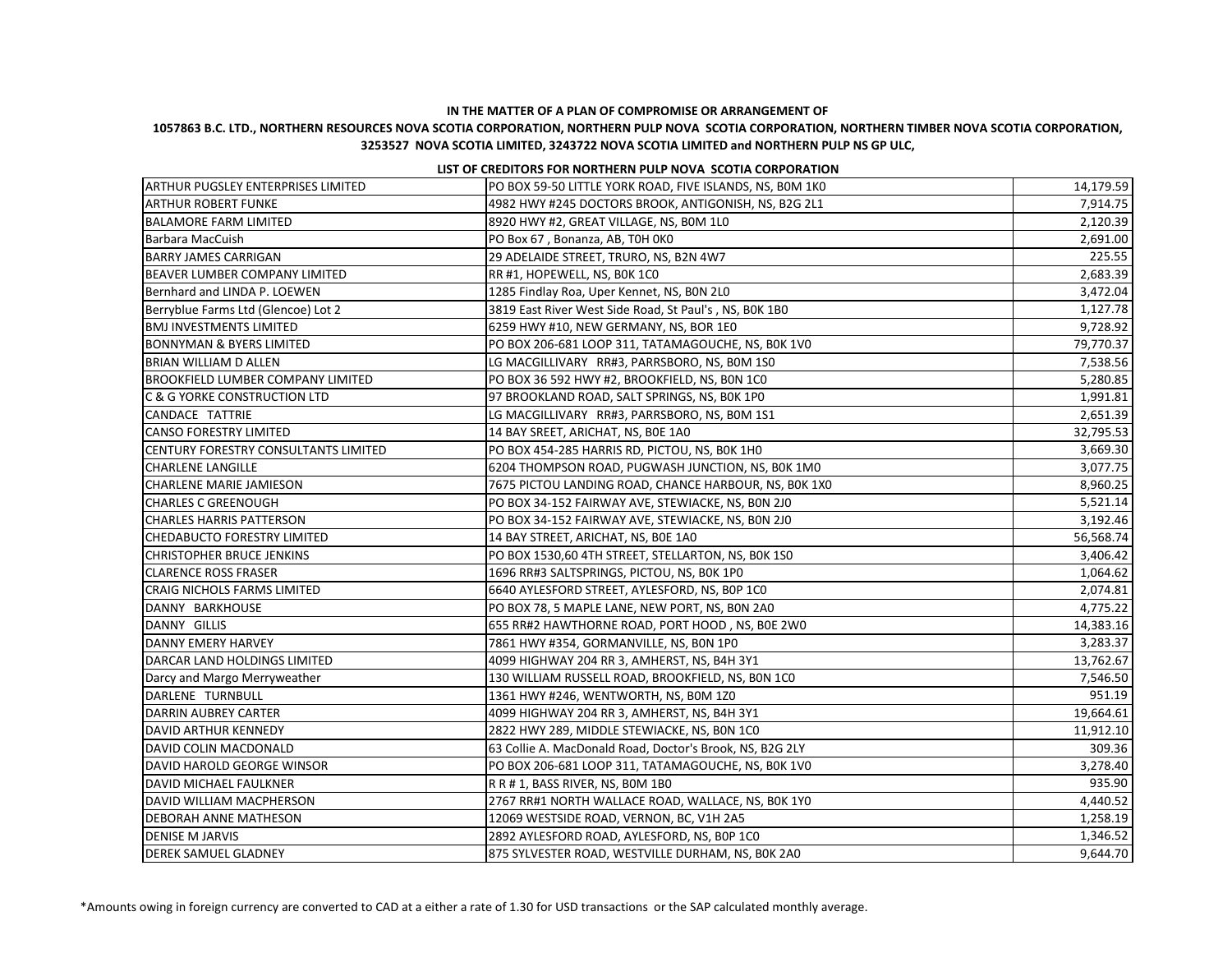**IN THE MATTER OF A PLAN OF COMPROMISE OR ARRANGEMENT OF**

**1057863 B.C. LTD., NORTHERN RESOURCES NOVA SCOTIA CORPORATION, NORTHERN PULP NOVA SCOTIA CORPORATION, NORTHERN TIMBER NOVA SCOTIA CORPORATION, 3253527 NOVA SCOTIA LIMITED, 3243722 NOVA SCOTIA LIMITED and NORTHERN PULP NS GP ULC,**

**LIST OF CREDITORS FOR NORTHERN PULP NOVA SCOTIA CORPORATION**

| | | |
|---|---|---|
| ARTHUR PUGSLEY ENTERPRISES LIMITED | PO BOX 59-50 LITTLE YORK ROAD, FIVE ISLANDS, NS, B0M 1K0 | 14,179.59 |
| ARTHUR ROBERT FUNKE | 4982 HWY #245 DOCTORS BROOK, ANTIGONISH, NS, B2G 2L1 | 7,914.75 |
| BALAMORE FARM LIMITED | 8920 HWY #2, GREAT VILLAGE, NS, B0M 1L0 | 2,120.39 |
| Barbara MacCuish | PO Box 67 , Bonanza, AB, T0H 0K0 | 2,691.00 |
| BARRY JAMES CARRIGAN | 29 ADELAIDE STREET, TRURO, NS, B2N 4W7 | 225.55 |
| BEAVER LUMBER COMPANY LIMITED | RR #1, HOPEWELL, NS, B0K 1C0 | 2,683.39 |
| Bernhard and LINDA P. LOEWEN | 1285 Findlay Roa, Uper Kennet, NS, B0N 2L0 | 3,472.04 |
| Berryblue Farms Ltd (Glencoe) Lot 2 | 3819 East River West Side Road, St Paul's , NS, B0K 1B0 | 1,127.78 |
| BMJ INVESTMENTS LIMITED | 6259 HWY #10, NEW GERMANY, NS, BOR 1E0 | 9,728.92 |
| BONNYMAN & BYERS LIMITED | PO BOX 206-681 LOOP 311, TATAMAGOUCHE, NS, B0K 1V0 | 79,770.37 |
| BRIAN WILLIAM D ALLEN | LG MACGILLIVARY RR#3, PARRSBORO, NS, B0M 1S0 | 7,538.56 |
| BROOKFIELD LUMBER COMPANY LIMITED | PO BOX 36 592 HWY #2, BROOKFIELD, NS, B0N 1C0 | 5,280.85 |
| C & G YORKE CONSTRUCTION LTD | 97 BROOKLAND ROAD, SALT SPRINGS, NS, B0K 1P0 | 1,991.81 |
| CANDACE TATTRIE | LG MACGILLIVARY RR#3, PARRSBORO, NS, B0M 1S1 | 2,651.39 |
| CANSO FORESTRY LIMITED | 14 BAY SREET, ARICHAT, NS, B0E 1A0 | 32,795.53 |
| CENTURY FORESTRY CONSULTANTS LIMITED | PO BOX 454-285 HARRIS RD, PICTOU, NS, B0K 1H0 | 3,669.30 |
| CHARLENE LANGILLE | 6204 THOMPSON ROAD, PUGWASH JUNCTION, NS, B0K 1M0 | 3,077.75 |
| CHARLENE MARIE JAMIESON | 7675 PICTOU LANDING ROAD, CHANCE HARBOUR, NS, B0K 1X0 | 8,960.25 |
| CHARLES C GREENOUGH | PO BOX 34-152 FAIRWAY AVE, STEWIACKE, NS, B0N 2J0 | 5,521.14 |
| CHARLES HARRIS PATTERSON | PO BOX 34-152 FAIRWAY AVE, STEWIACKE, NS, B0N 2J0 | 3,192.46 |
| CHEDABUCTO FORESTRY LIMITED | 14 BAY STREET, ARICHAT, NS, B0E 1A0 | 56,568.74 |
| CHRISTOPHER BRUCE JENKINS | PO BOX 1530,60 4TH STREET, STELLARTON, NS, B0K 1S0 | 3,406.42 |
| CLARENCE ROSS FRASER | 1696 RR#3 SALTSPRINGS, PICTOU, NS, B0K 1P0 | 1,064.62 |
| CRAIG NICHOLS FARMS LIMITED | 6640 AYLESFORD STREET, AYLESFORD, NS, B0P 1C0 | 2,074.81 |
| DANNY BARKHOUSE | PO BOX 78, 5 MAPLE LANE, NEW PORT, NS, B0N 2A0 | 4,775.22 |
| DANNY GILLIS | 655 RR#2 HAWTHORNE ROAD, PORT HOOD , NS, B0E 2W0 | 14,383.16 |
| DANNY EMERY HARVEY | 7861 HWY #354, GORMANVILLE, NS, B0N 1P0 | 3,283.37 |
| DARCAR LAND HOLDINGS LIMITED | 4099 HIGHWAY 204 RR 3, AMHERST, NS, B4H 3Y1 | 13,762.67 |
| Darcy and Margo Merryweather | 130 WILLIAM RUSSELL ROAD, BROOKFIELD, NS, B0N 1C0 | 7,546.50 |
| DARLENE TURNBULL | 1361 HWY #246, WENTWORTH, NS, B0M 1Z0 | 951.19 |
| DARRIN AUBREY CARTER | 4099 HIGHWAY 204 RR 3, AMHERST, NS, B4H 3Y1 | 19,664.61 |
| DAVID ARTHUR KENNEDY | 2822 HWY 289, MIDDLE STEWIACKE, NS, B0N 1C0 | 11,912.10 |
| DAVID COLIN MACDONALD | 63 Collie A. MacDonald Road, Doctor's Brook, NS, B2G 2LY | 309.36 |
| DAVID HAROLD GEORGE WINSOR | PO BOX 206-681 LOOP 311, TATAMAGOUCHE, NS, B0K 1V0 | 3,278.40 |
| DAVID MICHAEL FAULKNER | R R # 1, BASS RIVER, NS, B0M 1B0 | 935.90 |
| DAVID WILLIAM MACPHERSON | 2767 RR#1 NORTH WALLACE ROAD, WALLACE, NS, B0K 1Y0 | 4,440.52 |
| DEBORAH ANNE MATHESON | 12069 WESTSIDE ROAD, VERNON, BC, V1H 2A5 | 1,258.19 |
| DENISE M JARVIS | 2892 AYLESFORD ROAD, AYLESFORD, NS, B0P 1C0 | 1,346.52 |
| DEREK SAMUEL GLADNEY | 875 SYLVESTER ROAD, WESTVILLE DURHAM, NS, B0K 2A0 | 9,644.70 |

*Amounts owing in foreign currency are converted to CAD at a either a rate of 1.30 for USD transactions or the SAP calculated monthly average.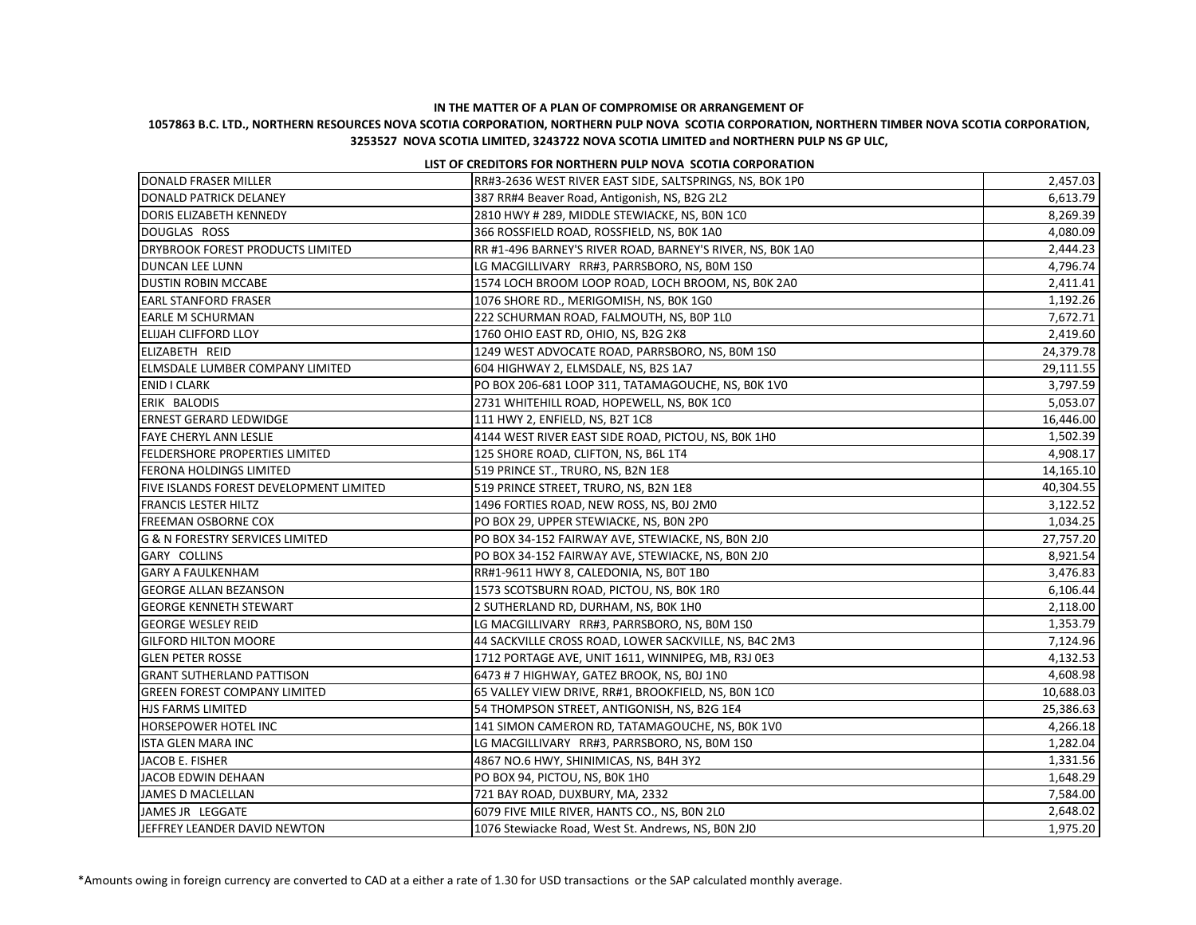**IN THE MATTER OF A PLAN OF COMPROMISE OR ARRANGEMENT OF**

**1057863 B.C. LTD., NORTHERN RESOURCES NOVA SCOTIA CORPORATION, NORTHERN PULP NOVA SCOTIA CORPORATION, NORTHERN TIMBER NOVA SCOTIA CORPORATION, 3253527 NOVA SCOTIA LIMITED, 3243722 NOVA SCOTIA LIMITED and NORTHERN PULP NS GP ULC,**

**LIST OF CREDITORS FOR NORTHERN PULP NOVA SCOTIA CORPORATION**

| | | |
|---|---|---|
| DONALD FRASER MILLER | RR#3-2636 WEST RIVER EAST SIDE, SALTSPRINGS, NS, B0K 1P0 | 2,457.03 |
| DONALD PATRICK DELANEY | 387 RR#4 Beaver Road, Antigonish, NS, B2G 2L2 | 6,613.79 |
| DORIS ELIZABETH KENNEDY | 2810 HWY # 289, MIDDLE STEWIACKE, NS, B0N 1C0 | 8,269.39 |
| DOUGLAS ROSS | 366 ROSSFIELD ROAD, ROSSFIELD, NS, B0K 1A0 | 4,080.09 |
| DRYBROOK FOREST PRODUCTS LIMITED | RR #1-496 BARNEY'S RIVER ROAD, BARNEY'S RIVER, NS, B0K 1A0 | 2,444.23 |
| DUNCAN LEE LUNN | LG MACGILLIVARY RR#3, PARRSBORO, NS, B0M 1S0 | 4,796.74 |
| DUSTIN ROBIN MCCABE | 1574 LOCH BROOM LOOP ROAD, LOCH BROOM, NS, B0K 2A0 | 2,411.41 |
| EARL STANFORD FRASER | 1076 SHORE RD., MERIGOMISH, NS, B0K 1G0 | 1,192.26 |
| EARLE M SCHURMAN | 222 SCHURMAN ROAD, FALMOUTH, NS, B0P 1L0 | 7,672.71 |
| ELIJAH CLIFFORD LLOY | 1760 OHIO EAST RD, OHIO, NS, B2G 2K8 | 2,419.60 |
| ELIZABETH REID | 1249 WEST ADVOCATE ROAD, PARRSBORO, NS, B0M 1S0 | 24,379.78 |
| ELMSDALE LUMBER COMPANY LIMITED | 604 HIGHWAY 2, ELMSDALE, NS, B2S 1A7 | 29,111.55 |
| ENID I CLARK | PO BOX 206-681 LOOP 311, TATAMAGOUCHE, NS, B0K 1V0 | 3,797.59 |
| ERIK BALODIS | 2731 WHITEHILL ROAD, HOPEWELL, NS, B0K 1C0 | 5,053.07 |
| ERNEST GERARD LEDWIDGE | 111 HWY 2, ENFIELD, NS, B2T 1C8 | 16,446.00 |
| FAYE CHERYL ANN LESLIE | 4144 WEST RIVER EAST SIDE ROAD, PICTOU, NS, B0K 1H0 | 1,502.39 |
| FELDERSHORE PROPERTIES LIMITED | 125 SHORE ROAD, CLIFTON, NS, B6L 1T4 | 4,908.17 |
| FERONA HOLDINGS LIMITED | 519 PRINCE ST., TRURO, NS, B2N 1E8 | 14,165.10 |
| FIVE ISLANDS FOREST DEVELOPMENT LIMITED | 519 PRINCE STREET, TRURO, NS, B2N 1E8 | 40,304.55 |
| FRANCIS LESTER HILTZ | 1496 FORTIES ROAD, NEW ROSS, NS, B0J 2M0 | 3,122.52 |
| FREEMAN OSBORNE COX | PO BOX 29, UPPER STEWIACKE, NS, B0N 2P0 | 1,034.25 |
| G & N FORESTRY SERVICES LIMITED | PO BOX 34-152 FAIRWAY AVE, STEWIACKE, NS, B0N 2J0 | 27,757.20 |
| GARY COLLINS | PO BOX 34-152 FAIRWAY AVE, STEWIACKE, NS, B0N 2J0 | 8,921.54 |
| GARY A FAULKENHAM | RR#1-9611 HWY 8, CALEDONIA, NS, B0T 1B0 | 3,476.83 |
| GEORGE ALLAN BEZANSON | 1573 SCOTSBURN ROAD, PICTOU, NS, B0K 1R0 | 6,106.44 |
| GEORGE KENNETH STEWART | 2 SUTHERLAND RD, DURHAM, NS, B0K 1H0 | 2,118.00 |
| GEORGE WESLEY REID | LG MACGILLIVARY RR#3, PARRSBORO, NS, B0M 1S0 | 1,353.79 |
| GILFORD HILTON MOORE | 44 SACKVILLE CROSS ROAD, LOWER SACKVILLE, NS, B4C 2M3 | 7,124.96 |
| GLEN PETER ROSSE | 1712 PORTAGE AVE, UNIT 1611, WINNIPEG, MB, R3J 0E3 | 4,132.53 |
| GRANT SUTHERLAND PATTISON | 6473 # 7 HIGHWAY, GATEZ BROOK, NS, B0J 1N0 | 4,608.98 |
| GREEN FOREST COMPANY LIMITED | 65 VALLEY VIEW DRIVE, RR#1, BROOKFIELD, NS, B0N 1C0 | 10,688.03 |
| HJS FARMS LIMITED | 54 THOMPSON STREET, ANTIGONISH, NS, B2G 1E4 | 25,386.63 |
| HORSEPOWER HOTEL INC | 141 SIMON CAMERON RD, TATAMAGOUCHE, NS, B0K 1V0 | 4,266.18 |
| ISTA GLEN MARA INC | LG MACGILLIVARY RR#3, PARRSBORO, NS, B0M 1S0 | 1,282.04 |
| JACOB E. FISHER | 4867 NO.6 HWY, SHINIMICAS, NS, B4H 3Y2 | 1,331.56 |
| JACOB EDWIN DEHAAN | PO BOX 94, PICTOU, NS, B0K 1H0 | 1,648.29 |
| JAMES D MACLELLAN | 721 BAY ROAD, DUXBURY, MA, 2332 | 7,584.00 |
| JAMES JR LEGGATE | 6079 FIVE MILE RIVER, HANTS CO., NS, B0N 2L0 | 2,648.02 |
| JEFFREY LEANDER DAVID NEWTON | 1076 Stewiacke Road, West St. Andrews, NS, B0N 2J0 | 1,975.20 |

*Amounts owing in foreign currency are converted to CAD at a either a rate of 1.30 for USD transactions or the SAP calculated monthly average.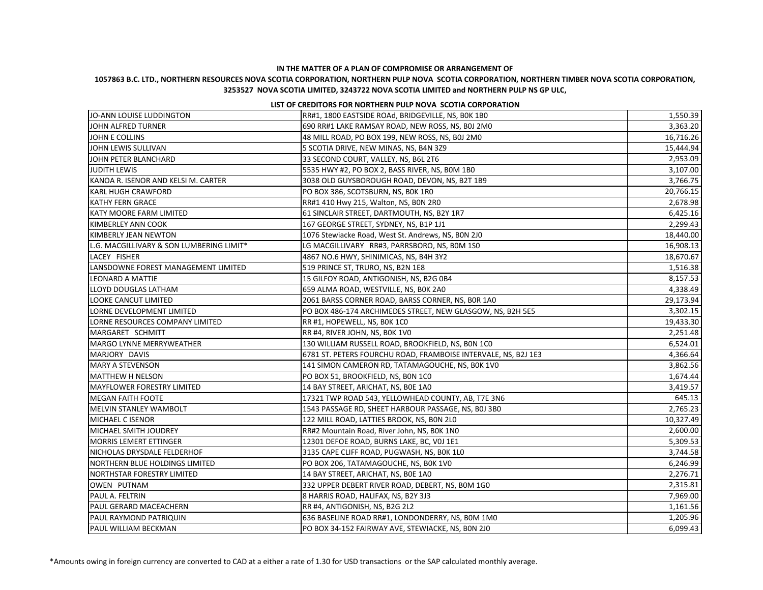**IN THE MATTER OF A PLAN OF COMPROMISE OR ARRANGEMENT OF**

**1057863 B.C. LTD., NORTHERN RESOURCES NOVA SCOTIA CORPORATION, NORTHERN PULP NOVA SCOTIA CORPORATION, NORTHERN TIMBER NOVA SCOTIA CORPORATION, 3253527 NOVA SCOTIA LIMITED, 3243722 NOVA SCOTIA LIMITED and NORTHERN PULP NS GP ULC,**

**LIST OF CREDITORS FOR NORTHERN PULP NOVA SCOTIA CORPORATION**

| | | |
|---|---|---|
| JO-ANN LOUISE LUDDINGTON | RR#1, 1800 EASTSIDE ROAd, BRIDGEVILLE, NS, B0K 1B0 | 1,550.39 |
| JOHN ALFRED TURNER | 690 RR#1 LAKE RAMSAY ROAD, NEW ROSS, NS, B0J 2M0 | 3,363.20 |
| JOHN E COLLINS | 48 MILL ROAD, PO BOX 199, NEW ROSS, NS, B0J 2M0 | 16,716.26 |
| JOHN LEWIS SULLIVAN | 5 SCOTIA DRIVE, NEW MINAS, NS, B4N 3Z9 | 15,444.94 |
| JOHN PETER BLANCHARD | 33 SECOND COURT, VALLEY, NS, B6L 2T6 | 2,953.09 |
| JUDITH LEWIS | 5535 HWY #2, PO BOX 2, BASS RIVER, NS, B0M 1B0 | 3,107.00 |
| KANOA R. ISENOR AND KELSI M. CARTER | 3038 OLD GUYSBOROUGH ROAD, DEVON, NS, B2T 1B9 | 3,766.75 |
| KARL HUGH CRAWFORD | PO BOX 386, SCOTSBURN, NS, B0K 1R0 | 20,766.15 |
| KATHY FERN GRACE | RR#1 410 Hwy 215, Walton, NS, B0N 2R0 | 2,678.98 |
| KATY MOORE FARM LIMITED | 61 SINCLAIR STREET, DARTMOUTH, NS, B2Y 1R7 | 6,425.16 |
| KIMBERLEY ANN COOK | 167 GEORGE STREET, SYDNEY, NS, B1P 1J1 | 2,299.43 |
| KIMBERLY JEAN NEWTON | 1076 Stewiacke Road, West St. Andrews, NS, B0N 2J0 | 18,440.00 |
| L.G. MACGILLIVARY & SON LUMBERING LIMIT* | LG MACGILLIVARY RR#3, PARRSBORO, NS, B0M 1S0 | 16,908.13 |
| LACEY FISHER | 4867 NO.6 HWY, SHINIMICAS, NS, B4H 3Y2 | 18,670.67 |
| LANSDOWNE FOREST MANAGEMENT LIMITED | 519 PRINCE ST, TRURO, NS, B2N 1E8 | 1,516.38 |
| LEONARD A MATTIE | 15 GILFOY ROAD, ANTIGONISH, NS, B2G 0B4 | 8,157.53 |
| LLOYD DOUGLAS LATHAM | 659 ALMA ROAD, WESTVILLE, NS, B0K 2A0 | 4,338.49 |
| LOOKE CANCUT LIMITED | 2061 BARSS CORNER ROAD, BARSS CORNER, NS, B0R 1A0 | 29,173.94 |
| LORNE DEVELOPMENT LIMITED | PO BOX 486-174 ARCHIMEDES STREET, NEW GLASGOW, NS, B2H 5E5 | 3,302.15 |
| LORNE RESOURCES COMPANY LIMITED | RR #1, HOPEWELL, NS, B0K 1C0 | 19,433.30 |
| MARGARET SCHMITT | RR #4, RIVER JOHN, NS, B0K 1V0 | 2,251.48 |
| MARGO LYNNE MERRYWEATHER | 130 WILLIAM RUSSELL ROAD, BROOKFIELD, NS, B0N 1C0 | 6,524.01 |
| MARJORY DAVIS | 6781 ST. PETERS FOURCHU ROAD, FRAMBOISE INTERVALE, NS, B2J 1E3 | 4,366.64 |
| MARY A STEVENSON | 141 SIMON CAMERON RD, TATAMAGOUCHE, NS, B0K 1V0 | 3,862.56 |
| MATTHEW H NELSON | PO BOX 51, BROOKFIELD, NS, B0N 1C0 | 1,674.44 |
| MAYFLOWER FORESTRY LIMITED | 14 BAY STREET, ARICHAT, NS, B0E 1A0 | 3,419.57 |
| MEGAN FAITH FOOTE | 17321 TWP ROAD 543, YELLOWHEAD COUNTY, AB, T7E 3N6 | 645.13 |
| MELVIN STANLEY WAMBOLT | 1543 PASSAGE RD, SHEET HARBOUR PASSAGE, NS, B0J 3B0 | 2,765.23 |
| MICHAEL C ISENOR | 122 MILL ROAD, LATTIES BROOK, NS, B0N 2L0 | 10,327.49 |
| MICHAEL SMITH JOUDREY | RR#2 Mountain Road, River John, NS, B0K 1N0 | 2,600.00 |
| MORRIS LEMERT ETTINGER | 12301 DEFOE ROAD, BURNS LAKE, BC, V0J 1E1 | 5,309.53 |
| NICHOLAS DRYSDALE FELDERHOF | 3135 CAPE CLIFF ROAD, PUGWASH, NS, B0K 1L0 | 3,744.58 |
| NORTHERN BLUE HOLDINGS LIMITED | PO BOX 206, TATAMAGOUCHE, NS, B0K 1V0 | 6,246.99 |
| NORTHSTAR FORESTRY LIMITED | 14 BAY STREET, ARICHAT, NS, B0E 1A0 | 2,276.71 |
| OWEN PUTNAM | 332 UPPER DEBERT RIVER ROAD, DEBERT, NS, B0M 1G0 | 2,315.81 |
| PAUL A. FELTRIN | 8 HARRIS ROAD, HALIFAX, NS, B2Y 3J3 | 7,969.00 |
| PAUL GERARD MACEACHERN | RR #4, ANTIGONISH, NS, B2G 2L2 | 1,161.56 |
| PAUL RAYMOND PATRIQUIN | 636 BASELINE ROAD RR#1, LONDONDERRY, NS, B0M 1M0 | 1,205.96 |
| PAUL WILLIAM BECKMAN | PO BOX 34-152 FAIRWAY AVE, STEWIACKE, NS, B0N 2J0 | 6,099.43 |

*Amounts owing in foreign currency are converted to CAD at a either a rate of 1.30 for USD transactions or the SAP calculated monthly average.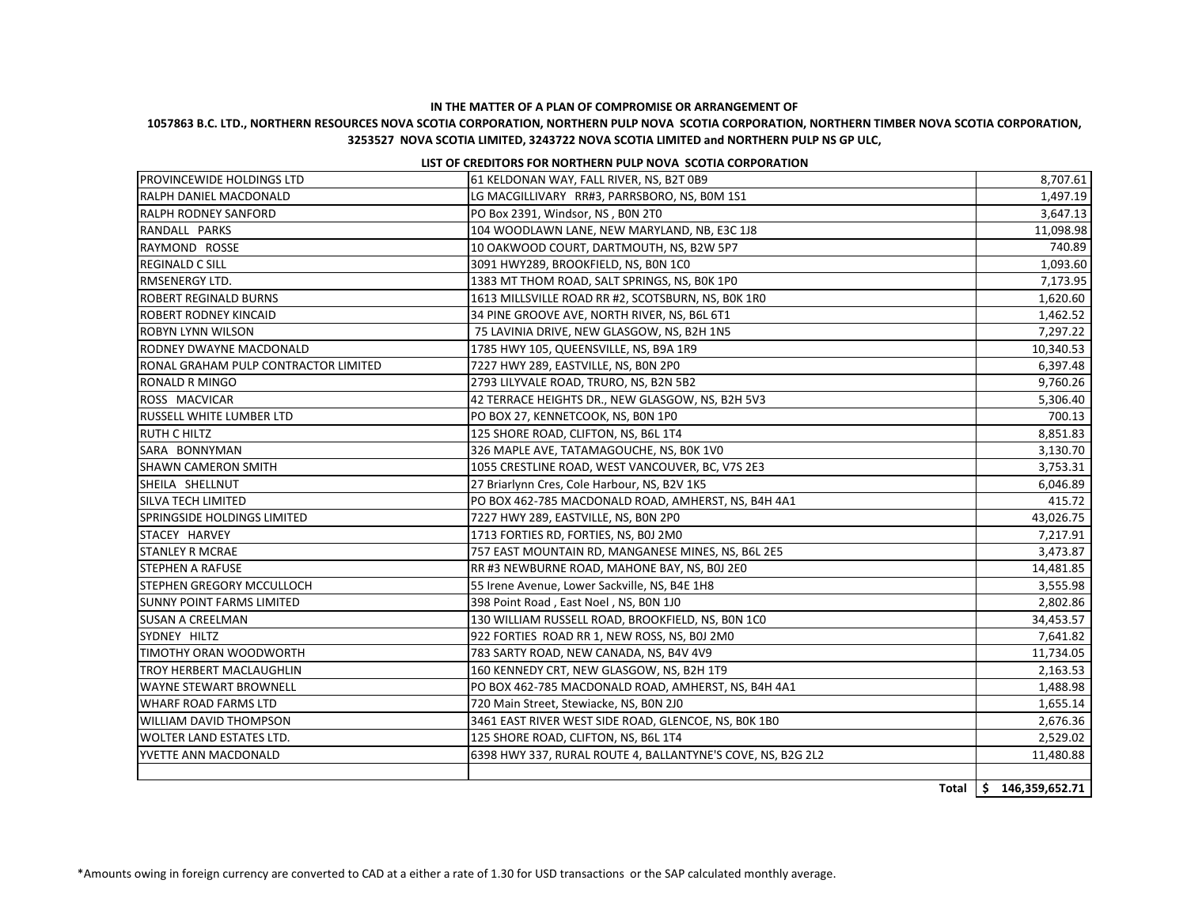**IN THE MATTER OF A PLAN OF COMPROMISE OR ARRANGEMENT OF**

**1057863 B.C. LTD., NORTHERN RESOURCES NOVA SCOTIA CORPORATION, NORTHERN PULP NOVA SCOTIA CORPORATION, NORTHERN TIMBER NOVA SCOTIA CORPORATION, 3253527 NOVA SCOTIA LIMITED, 3243722 NOVA SCOTIA LIMITED and NORTHERN PULP NS GP ULC,**

**LIST OF CREDITORS FOR NORTHERN PULP NOVA SCOTIA CORPORATION**

| | | |
|---|---|---|
| PROVINCEWIDE HOLDINGS LTD | 61 KELDONAN WAY, FALL RIVER, NS, B2T 0B9 | 8,707.61 |
| RALPH DANIEL MACDONALD | LG MACGILLIVARY RR#3, PARRSBORO, NS, B0M 1S1 | 1,497.19 |
| RALPH RODNEY SANFORD | PO Box 2391, Windsor, NS , B0N 2T0 | 3,647.13 |
| RANDALL PARKS | 104 WOODLAWN LANE, NEW MARYLAND, NB, E3C 1J8 | 11,098.98 |
| RAYMOND ROSSE | 10 OAKWOOD COURT, DARTMOUTH, NS, B2W 5P7 | 740.89 |
| REGINALD C SILL | 3091 HWY289, BROOKFIELD, NS, B0N 1C0 | 1,093.60 |
| RMSENERGY LTD. | 1383 MT THOM ROAD, SALT SPRINGS, NS, B0K 1P0 | 7,173.95 |
| ROBERT REGINALD BURNS | 1613 MILLSVILLE ROAD RR #2, SCOTSBURN, NS, B0K 1R0 | 1,620.60 |
| ROBERT RODNEY KINCAID | 34 PINE GROOVE AVE, NORTH RIVER, NS, B6L 6T1 | 1,462.52 |
| ROBYN LYNN WILSON | 75 LAVINIA DRIVE, NEW GLASGOW, NS, B2H 1N5 | 7,297.22 |
| RODNEY DWAYNE MACDONALD | 1785 HWY 105, QUEENSVILLE, NS, B9A 1R9 | 10,340.53 |
| RONAL GRAHAM PULP CONTRACTOR LIMITED | 7227 HWY 289, EASTVILLE, NS, B0N 2P0 | 6,397.48 |
| RONALD R MINGO | 2793 LILYVALE ROAD, TRURO, NS, B2N 5B2 | 9,760.26 |
| ROSS MACVICAR | 42 TERRACE HEIGHTS DR., NEW GLASGOW, NS, B2H 5V3 | 5,306.40 |
| RUSSELL WHITE LUMBER LTD | PO BOX 27, KENNETCOOK, NS, B0N 1P0 | 700.13 |
| RUTH C HILTZ | 125 SHORE ROAD, CLIFTON, NS, B6L 1T4 | 8,851.83 |
| SARA BONNYMAN | 326 MAPLE AVE, TATAMAGOUCHE, NS, B0K 1V0 | 3,130.70 |
| SHAWN CAMERON SMITH | 1055 CRESTLINE ROAD, WEST VANCOUVER, BC, V7S 2E3 | 3,753.31 |
| SHEILA SHELLNUT | 27 Briarlynn Cres, Cole Harbour, NS, B2V 1K5 | 6,046.89 |
| SILVA TECH LIMITED | PO BOX 462-785 MACDONALD ROAD, AMHERST, NS, B4H 4A1 | 415.72 |
| SPRINGSIDE HOLDINGS LIMITED | 7227 HWY 289, EASTVILLE, NS, B0N 2P0 | 43,026.75 |
| STACEY HARVEY | 1713 FORTIES RD, FORTIES, NS, B0J 2M0 | 7,217.91 |
| STANLEY R MCRAE | 757 EAST MOUNTAIN RD, MANGANESE MINES, NS, B6L 2E5 | 3,473.87 |
| STEPHEN A RAFUSE | RR #3 NEWBURNE ROAD, MAHONE BAY, NS, B0J 2E0 | 14,481.85 |
| STEPHEN GREGORY MCCULLOCH | 55 Irene Avenue, Lower Sackville, NS, B4E 1H8 | 3,555.98 |
| SUNNY POINT FARMS LIMITED | 398 Point Road , East Noel , NS, B0N 1J0 | 2,802.86 |
| SUSAN A CREELMAN | 130 WILLIAM RUSSELL ROAD, BROOKFIELD, NS, B0N 1C0 | 34,453.57 |
| SYDNEY HILTZ | 922 FORTIES ROAD RR 1, NEW ROSS, NS, B0J 2M0 | 7,641.82 |
| TIMOTHY ORAN WOODWORTH | 783 SARTY ROAD, NEW CANADA, NS, B4V 4V9 | 11,734.05 |
| TROY HERBERT MACLAUGHLIN | 160 KENNEDY CRT, NEW GLASGOW, NS, B2H 1T9 | 2,163.53 |
| WAYNE STEWART BROWNELL | PO BOX 462-785 MACDONALD ROAD, AMHERST, NS, B4H 4A1 | 1,488.98 |
| WHARF ROAD FARMS LTD | 720 Main Street, Stewiacke, NS, B0N 2J0 | 1,655.14 |
| WILLIAM DAVID THOMPSON | 3461 EAST RIVER WEST SIDE ROAD, GLENCOE, NS, B0K 1B0 | 2,676.36 |
| WOLTER LAND ESTATES LTD. | 125 SHORE ROAD, CLIFTON, NS, B6L 1T4 | 2,529.02 |
| YVETTE ANN MACDONALD | 6398 HWY 337, RURAL ROUTE 4, BALLANTYNE'S COVE, NS, B2G 2L2 | 11,480.88 |
| | | |
| | **Total** | **$ 146,359,652.71** |

*Amounts owing in foreign currency are converted to CAD at a either a rate of 1.30 for USD transactions or the SAP calculated monthly average.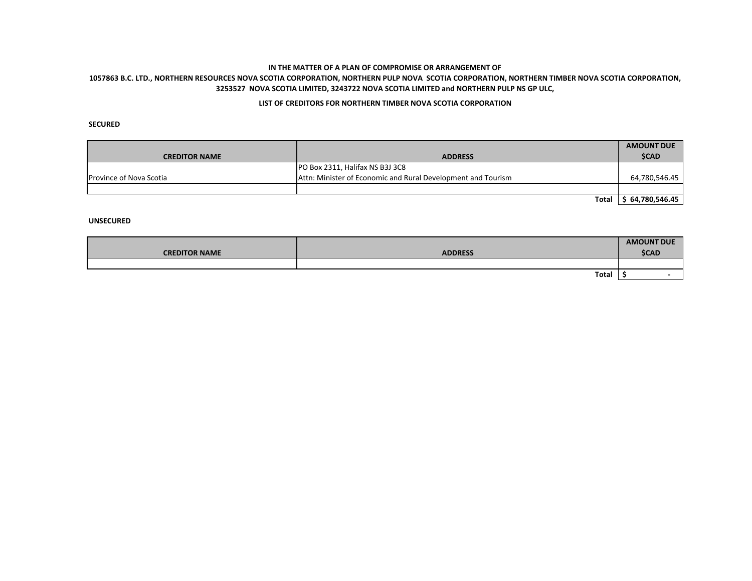**IN THE MATTER OF A PLAN OF COMPROMISE OR ARRANGEMENT OF**

**1057863 B.C. LTD., NORTHERN RESOURCES NOVA SCOTIA CORPORATION, NORTHERN PULP NOVA SCOTIA CORPORATION, NORTHERN TIMBER NOVA SCOTIA CORPORATION, 3253527 NOVA SCOTIA LIMITED, 3243722 NOVA SCOTIA LIMITED and NORTHERN PULP NS GP ULC,**

**LIST OF CREDITORS FOR NORTHERN TIMBER NOVA SCOTIA CORPORATION**

**SECURED**

| CREDITOR NAME | ADDRESS | AMOUNT DUE $CAD |
|---|---|---|
| Province of Nova Scotia | PO Box 2311, Halifax NS B3J 3C8<br>Attn: Minister of Economic and Rural Development and Tourism | 64,780,546.45 |
| | | |
| | **Total** | **$ 64,780,546.45** |

**UNSECURED**

| CREDITOR NAME | ADDRESS | AMOUNT DUE $CAD |
|---|---|---|
| | | |
| | **Total** | **$ -** |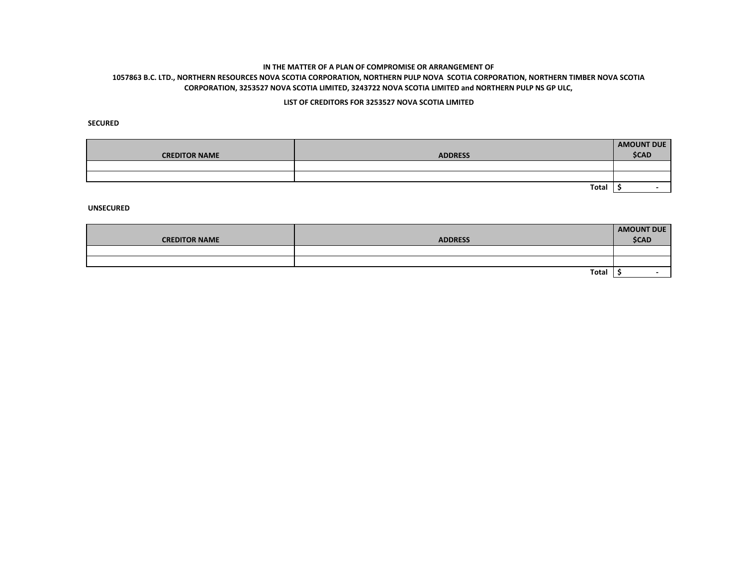**IN THE MATTER OF A PLAN OF COMPROMISE OR ARRANGEMENT OF**
**1057863 B.C. LTD., NORTHERN RESOURCES NOVA SCOTIA CORPORATION, NORTHERN PULP NOVA SCOTIA CORPORATION, NORTHERN TIMBER NOVA SCOTIA CORPORATION, 3253527 NOVA SCOTIA LIMITED, 3243722 NOVA SCOTIA LIMITED and NORTHERN PULP NS GP ULC,**

**LIST OF CREDITORS FOR 3253527 NOVA SCOTIA LIMITED**

**SECURED**

| CREDITOR NAME | ADDRESS | AMOUNT DUE $CAD |
|---|---|---|
| | | |
| | | |
| | **Total** | $ - |

**UNSECURED**

| CREDITOR NAME | ADDRESS | AMOUNT DUE $CAD |
|---|---|---|
| | | |
| | | |
| | **Total** | $ - |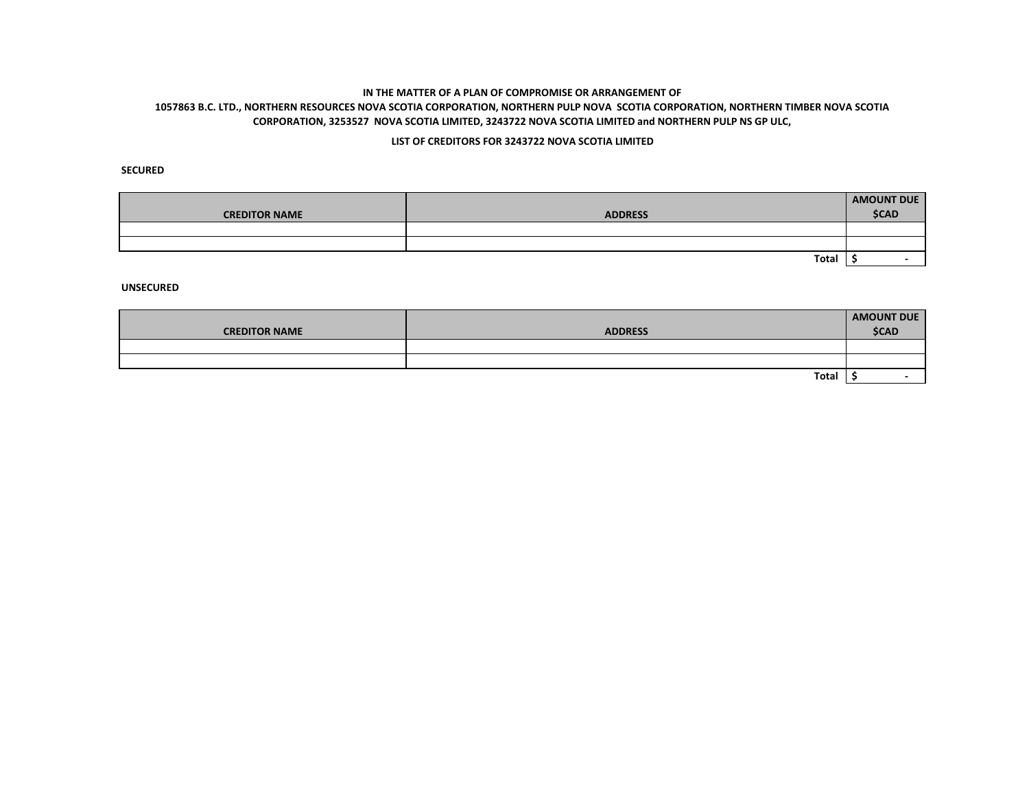**IN THE MATTER OF A PLAN OF COMPROMISE OR ARRANGEMENT OF**

**1057863 B.C. LTD., NORTHERN RESOURCES NOVA SCOTIA CORPORATION, NORTHERN PULP NOVA SCOTIA CORPORATION, NORTHERN TIMBER NOVA SCOTIA CORPORATION, 3253527 NOVA SCOTIA LIMITED, 3243722 NOVA SCOTIA LIMITED and NORTHERN PULP NS GP ULC,**

**LIST OF CREDITORS FOR 3243722 NOVA SCOTIA LIMITED**

**SECURED**

| CREDITOR NAME | ADDRESS | AMOUNT DUE $CAD |
|---|---|---|
| | | |
| | | |
| | **Total** | **$ -** |

**UNSECURED**

| CREDITOR NAME | ADDRESS | AMOUNT DUE $CAD |
|---|---|---|
| | | |
| | | |
| | **Total** | **$ -** |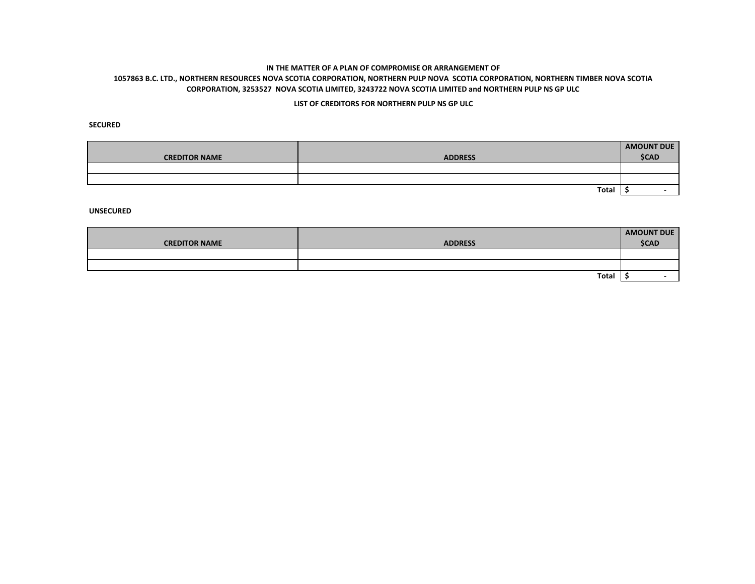**IN THE MATTER OF A PLAN OF COMPROMISE OR ARRANGEMENT OF**

**1057863 B.C. LTD., NORTHERN RESOURCES NOVA SCOTIA CORPORATION, NORTHERN PULP NOVA SCOTIA CORPORATION, NORTHERN TIMBER NOVA SCOTIA CORPORATION, 3253527 NOVA SCOTIA LIMITED, 3243722 NOVA SCOTIA LIMITED and NORTHERN PULP NS GP ULC**

**LIST OF CREDITORS FOR NORTHERN PULP NS GP ULC**

**SECURED**

| CREDITOR NAME | ADDRESS | AMOUNT DUE $CAD |
|---|---|---|
| | | |
| | | |
| | **Total** | **$ -** |

**UNSECURED**

| CREDITOR NAME | ADDRESS | AMOUNT DUE $CAD |
|---|---|---|
| | | |
| | | |
| | **Total** | **$ -** |